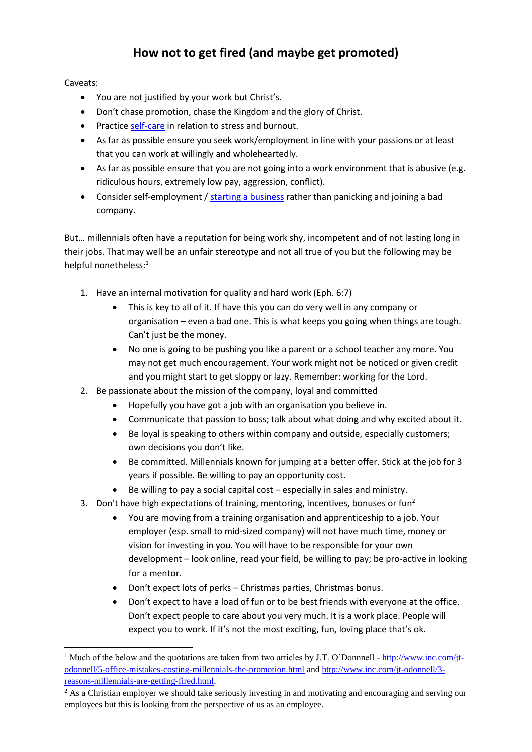# How not to get fired (and maybe get promoted)

Caveats:

- You are not justified by your work but Christ's.
- Don't chase promotion, chase the Kingdom and the glory of Christ.
- Practice self-care in relation to stress and burnout.
- As far as possible ensure you seek work/employment in line with your passions or at least that you can work at willingly and wholeheartedly.
- As far as possible ensure that you are not going into a work environment that is abusive (e.g. ridiculous hours, extremely low pay, aggression, conflict).
- Consider self-employment / starting a business rather than panicking and joining a bad company.

But… millennials often have a reputation for being work shy, incompetent and of not lasting long in their jobs. That may well be an unfair stereotype and not all true of you but the following may be helpful nonetheless:[1]

1. Have an internal motivation for quality and hard work (Eph. 6:7)
   - This is key to all of it. If have this you can do very well in any company or organisation – even a bad one. This is what keeps you going when things are tough. Can't just be the money.
   - No one is going to be pushing you like a parent or a school teacher any more. You may not get much encouragement. Your work might not be noticed or given credit and you might start to get sloppy or lazy. Remember: working for the Lord.
2. Be passionate about the mission of the company, loyal and committed
   - Hopefully you have got a job with an organisation you believe in.
   - Communicate that passion to boss; talk about what doing and why excited about it.
   - Be loyal is speaking to others within company and outside, especially customers; own decisions you don't like.
   - Be committed. Millennials known for jumping at a better offer. Stick at the job for 3 years if possible. Be willing to pay an opportunity cost.
   - Be willing to pay a social capital cost – especially in sales and ministry.
3. Don't have high expectations of training, mentoring, incentives, bonuses or fun[2]
   - You are moving from a training organisation and apprenticeship to a job. Your employer (esp. small to mid-sized company) will not have much time, money or vision for investing in you. You will have to be responsible for your own development – look online, read your field, be willing to pay; be pro-active in looking for a mentor.
   - Don't expect lots of perks – Christmas parties, Christmas bonus.
   - Don't expect to have a load of fun or to be best friends with everyone at the office. Don't expect people to care about you very much. It is a work place. People will expect you to work. If it's not the most exciting, fun, loving place that's ok.

---

[1] Much of the below and the quotations are taken from two articles by J.T. O'Donnell - http://www.inc.com/jt-odonnell/5-office-mistakes-costing-millennials-the-promotion.html and http://www.inc.com/jt-odonnell/3-reasons-millennials-are-getting-fired.html.

[2] As a Christian employer we should take seriously investing in and motivating and encouraging and serving our employees but this is looking from the perspective of us as an employee.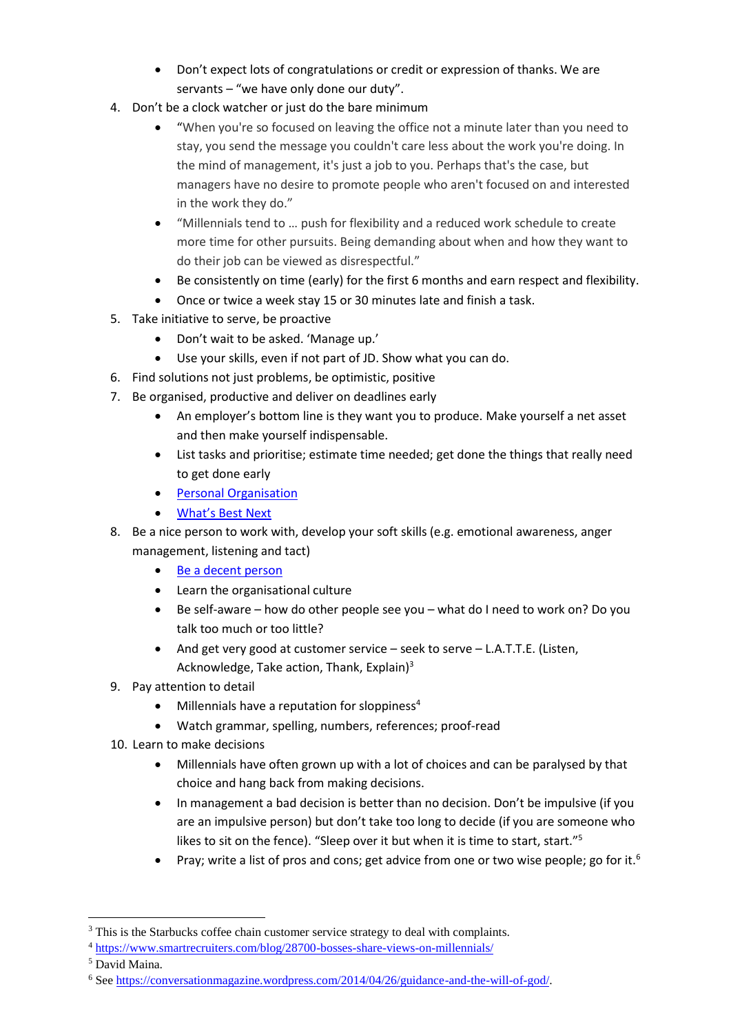- Don't expect lots of congratulations or credit or expression of thanks. We are servants – "we have only done our duty".

4. Don't be a clock watcher or just do the bare minimum
   - "When you're so focused on leaving the office not a minute later than you need to stay, you send the message you couldn't care less about the work you're doing. In the mind of management, it's just a job to you. Perhaps that's the case, but managers have no desire to promote people who aren't focused on and interested in the work they do."
   - "Millennials tend to … push for flexibility and a reduced work schedule to create more time for other pursuits. Being demanding about when and how they want to do their job can be viewed as disrespectful."
   - Be consistently on time (early) for the first 6 months and earn respect and flexibility.
   - Once or twice a week stay 15 or 30 minutes late and finish a task.
5. Take initiative to serve, be proactive
   - Don't wait to be asked. 'Manage up.'
   - Use your skills, even if not part of JD. Show what you can do.
6. Find solutions not just problems, be optimistic, positive
7. Be organised, productive and deliver on deadlines early
   - An employer's bottom line is they want you to produce. Make yourself a net asset and then make yourself indispensable.
   - List tasks and prioritise; estimate time needed; get done the things that really need to get done early
   - [Personal Organisation]
   - [What's Best Next]
8. Be a nice person to work with, develop your soft skills (e.g. emotional awareness, anger management, listening and tact)
   - [Be a decent person]
   - Learn the organisational culture
   - Be self-aware – how do other people see you – what do I need to work on? Do you talk too much or too little?
   - And get very good at customer service – seek to serve – L.A.T.T.E. (Listen, Acknowledge, Take action, Thank, Explain)[3]
9. Pay attention to detail
   - Millennials have a reputation for sloppiness[4]
   - Watch grammar, spelling, numbers, references; proof-read
10. Learn to make decisions
    - Millennials have often grown up with a lot of choices and can be paralysed by that choice and hang back from making decisions.
    - In management a bad decision is better than no decision. Don't be impulsive (if you are an impulsive person) but don't take too long to decide (if you are someone who likes to sit on the fence). "Sleep over it but when it is time to start, start."[5]
    - Pray; write a list of pros and cons; get advice from one or two wise people; go for it.[6]

---

[3] This is the Starbucks coffee chain customer service strategy to deal with complaints.

[4] https://www.smartrecruiters.com/blog/28700-bosses-share-views-on-millennials/

[5] David Maina.

[6] See https://conversationmagazine.wordpress.com/2014/04/26/guidance-and-the-will-of-god/.